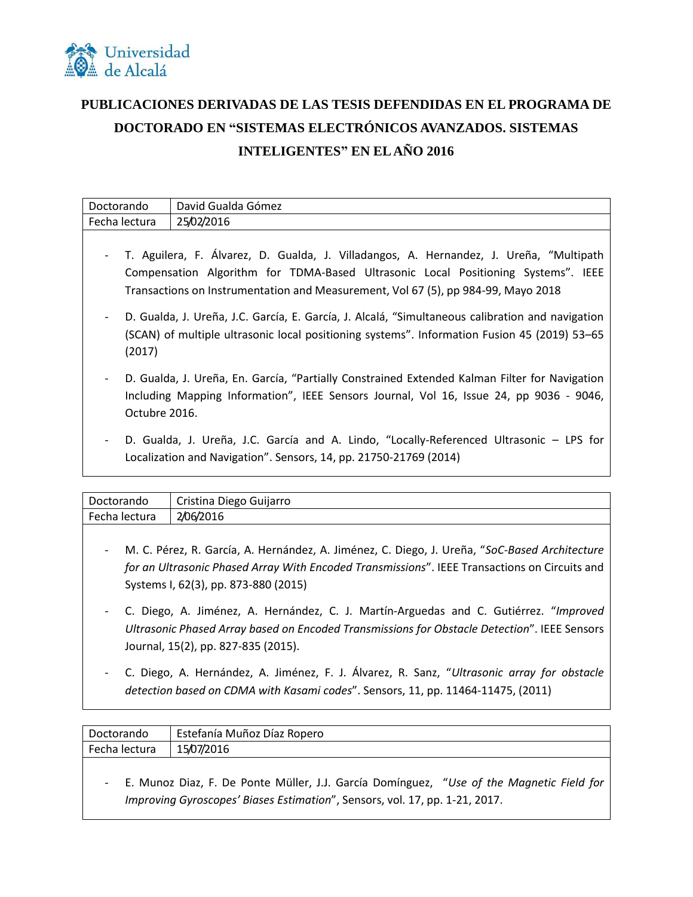# PUBLICACIONES DERIVADAS DE LAS TESIS DEFENDIDAS EN EL PROGRAMA DE DOCTORADO EN "SISTEMAS ELECTRÓNICOS AVANZADOS. SISTEMAS INTELIGENTES" EN EL AÑO 2016

| Doctorando | David Gualda Gómez |
|---|---|
| Fecha lectura | 25/02/2016 |

- T. Aguilera, F. Álvarez, D. Gualda, J. Villadangos, A. Hernandez, J. Ureña, "Multipath Compensation Algorithm for TDMA-Based Ultrasonic Local Positioning Systems". IEEE Transactions on Instrumentation and Measurement, Vol 67 (5), pp 984-99, Mayo 2018
- D. Gualda, J. Ureña, J.C. García, E. García, J. Alcalá, "Simultaneous calibration and navigation (SCAN) of multiple ultrasonic local positioning systems". Information Fusion 45 (2019) 53–65 (2017)
- D. Gualda, J. Ureña, En. García, "Partially Constrained Extended Kalman Filter for Navigation Including Mapping Information", IEEE Sensors Journal, Vol 16, Issue 24, pp 9036 - 9046, Octubre 2016.
- D. Gualda, J. Ureña, J.C. García and A. Lindo, "Locally-Referenced Ultrasonic – LPS for Localization and Navigation". Sensors, 14, pp. 21750-21769 (2014)

| Doctorando | Cristina Diego Guijarro |
|---|---|
| Fecha lectura | 2/06/2016 |

- M. C. Pérez, R. García, A. Hernández, A. Jiménez, C. Diego, J. Ureña, "*SoC-Based Architecture for an Ultrasonic Phased Array With Encoded Transmissions*". IEEE Transactions on Circuits and Systems I, 62(3), pp. 873-880 (2015)
- C. Diego, A. Jiménez, A. Hernández, C. J. Martín-Arguedas and C. Gutiérrez. "*Improved Ultrasonic Phased Array based on Encoded Transmissions for Obstacle Detection*". IEEE Sensors Journal, 15(2), pp. 827-835 (2015).
- C. Diego, A. Hernández, A. Jiménez, F. J. Álvarez, R. Sanz, "*Ultrasonic array for obstacle detection based on CDMA with Kasami codes*". Sensors, 11, pp. 11464-11475, (2011)

| Doctorando | Estefanía Muñoz Díaz Ropero |
|---|---|
| Fecha lectura | 15/07/2016 |

- E. Munoz Diaz, F. De Ponte Müller, J.J. García Domínguez, "*Use of the Magnetic Field for Improving Gyroscopes' Biases Estimation*", Sensors, vol. 17, pp. 1-21, 2017.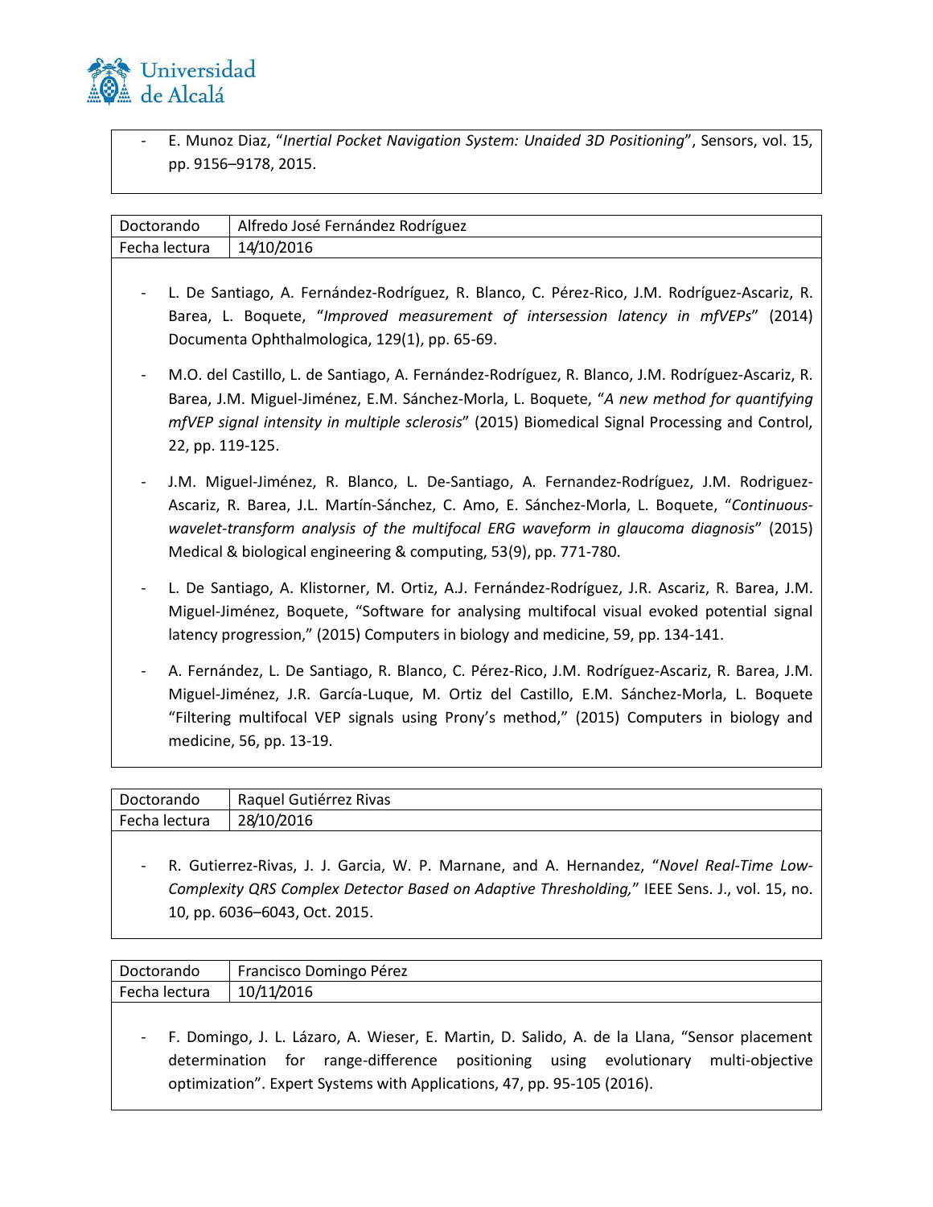- E. Munoz Diaz, "*Inertial Pocket Navigation System: Unaided 3D Positioning*", Sensors, vol. 15, pp. 9156–9178, 2015.

| Doctorando | Alfredo José Fernández Rodríguez |
| --- | --- |
| Fecha lectura | 14/10/2016 |

- L. De Santiago, A. Fernández-Rodríguez, R. Blanco, C. Pérez-Rico, J.M. Rodríguez-Ascariz, R. Barea, L. Boquete, "*Improved measurement of intersession latency in mfVEPs*" (2014) Documenta Ophthalmologica, 129(1), pp. 65-69.
- M.O. del Castillo, L. de Santiago, A. Fernández-Rodríguez, R. Blanco, J.M. Rodríguez-Ascariz, R. Barea, J.M. Miguel-Jiménez, E.M. Sánchez-Morla, L. Boquete, "*A new method for quantifying mfVEP signal intensity in multiple sclerosis*" (2015) Biomedical Signal Processing and Control, 22, pp. 119-125.
- J.M. Miguel-Jiménez, R. Blanco, L. De-Santiago, A. Fernandez-Rodríguez, J.M. Rodriguez-Ascariz, R. Barea, J.L. Martín-Sánchez, C. Amo, E. Sánchez-Morla, L. Boquete, "*Continuous-wavelet-transform analysis of the multifocal ERG waveform in glaucoma diagnosis*" (2015) Medical & biological engineering & computing, 53(9), pp. 771-780.
- L. De Santiago, A. Klistorner, M. Ortiz, A.J. Fernández-Rodríguez, J.R. Ascariz, R. Barea, J.M. Miguel-Jiménez, Boquete, "Software for analysing multifocal visual evoked potential signal latency progression," (2015) Computers in biology and medicine, 59, pp. 134-141.
- A. Fernández, L. De Santiago, R. Blanco, C. Pérez-Rico, J.M. Rodríguez-Ascariz, R. Barea, J.M. Miguel-Jiménez, J.R. García-Luque, M. Ortiz del Castillo, E.M. Sánchez-Morla, L. Boquete "Filtering multifocal VEP signals using Prony's method," (2015) Computers in biology and medicine, 56, pp. 13-19.

| Doctorando | Raquel Gutiérrez Rivas |
| --- | --- |
| Fecha lectura | 28/10/2016 |

- R. Gutierrez-Rivas, J. J. Garcia, W. P. Marnane, and A. Hernandez, "*Novel Real-Time Low-Complexity QRS Complex Detector Based on Adaptive Thresholding,*" IEEE Sens. J., vol. 15, no. 10, pp. 6036–6043, Oct. 2015.

| Doctorando | Francisco Domingo Pérez |
| --- | --- |
| Fecha lectura | 10/11/2016 |

- F. Domingo, J. L. Lázaro, A. Wieser, E. Martin, D. Salido, A. de la Llana, "Sensor placement determination for range-difference positioning using evolutionary multi-objective optimization". Expert Systems with Applications, 47, pp. 95-105 (2016).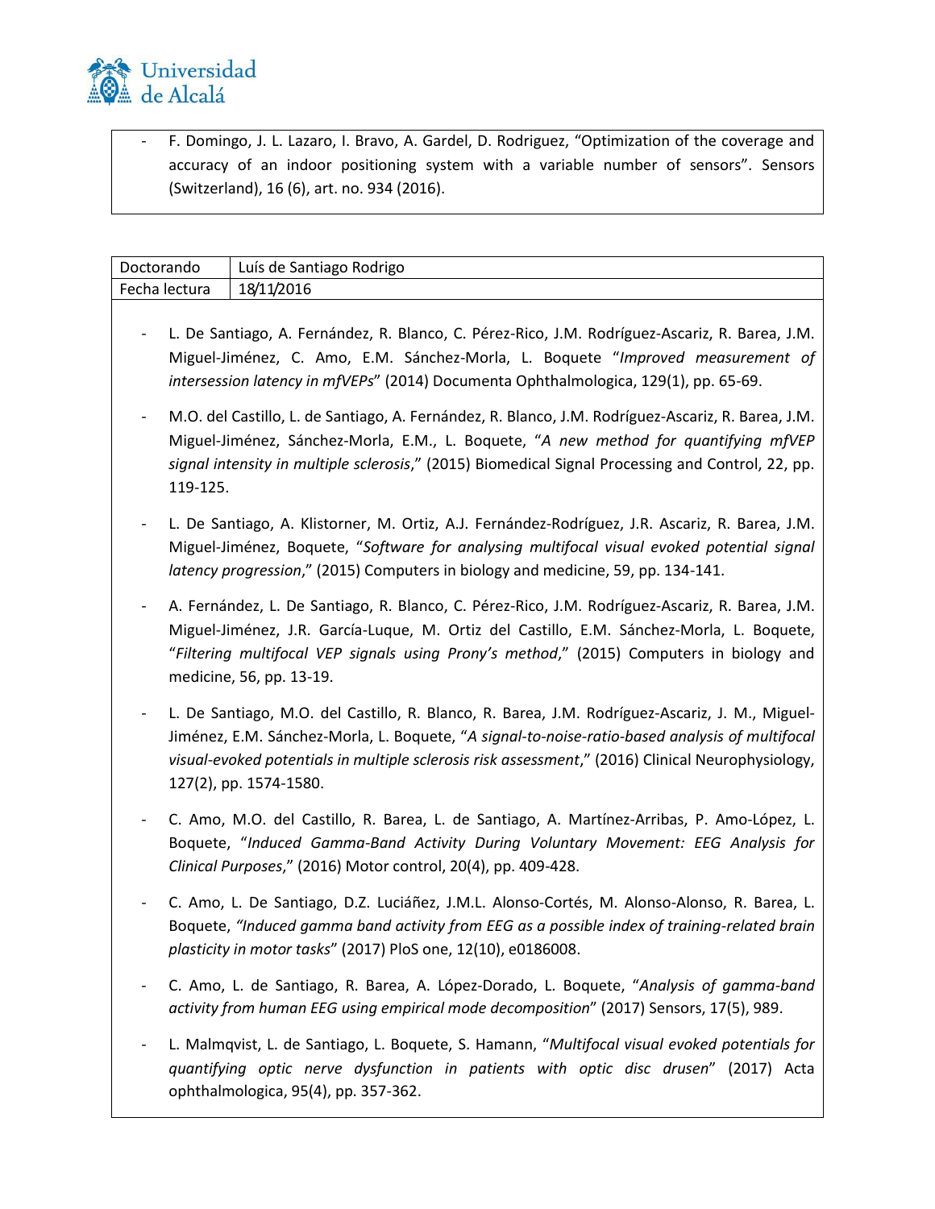- F. Domingo, J. L. Lazaro, I. Bravo, A. Gardel, D. Rodriguez, "Optimization of the coverage and accuracy of an indoor positioning system with a variable number of sensors". Sensors (Switzerland), 16 (6), art. no. 934 (2016).

| Doctorando | Luís de Santiago Rodrigo |
| --- | --- |
| Fecha lectura | 18/11/2016 |

- L. De Santiago, A. Fernández, R. Blanco, C. Pérez-Rico, J.M. Rodríguez-Ascariz, R. Barea, J.M. Miguel-Jiménez, C. Amo, E.M. Sánchez-Morla, L. Boquete "*Improved measurement of intersession latency in mfVEPs*" (2014) Documenta Ophthalmologica, 129(1), pp. 65-69.
- M.O. del Castillo, L. de Santiago, A. Fernández, R. Blanco, J.M. Rodríguez-Ascariz, R. Barea, J.M. Miguel-Jiménez, Sánchez-Morla, E.M., L. Boquete, "*A new method for quantifying mfVEP signal intensity in multiple sclerosis*," (2015) Biomedical Signal Processing and Control, 22, pp. 119-125.
- L. De Santiago, A. Klistorner, M. Ortiz, A.J. Fernández-Rodríguez, J.R. Ascariz, R. Barea, J.M. Miguel-Jiménez, Boquete, "*Software for analysing multifocal visual evoked potential signal latency progression*," (2015) Computers in biology and medicine, 59, pp. 134-141.
- A. Fernández, L. De Santiago, R. Blanco, C. Pérez-Rico, J.M. Rodríguez-Ascariz, R. Barea, J.M. Miguel-Jiménez, J.R. García-Luque, M. Ortiz del Castillo, E.M. Sánchez-Morla, L. Boquete, "*Filtering multifocal VEP signals using Prony's method*," (2015) Computers in biology and medicine, 56, pp. 13-19.
- L. De Santiago, M.O. del Castillo, R. Blanco, R. Barea, J.M. Rodríguez-Ascariz, J. M., Miguel-Jiménez, E.M. Sánchez-Morla, L. Boquete, "*A signal-to-noise-ratio-based analysis of multifocal visual-evoked potentials in multiple sclerosis risk assessment*," (2016) Clinical Neurophysiology, 127(2), pp. 1574-1580.
- C. Amo, M.O. del Castillo, R. Barea, L. de Santiago, A. Martínez-Arribas, P. Amo-López, L. Boquete, "*Induced Gamma-Band Activity During Voluntary Movement: EEG Analysis for Clinical Purposes*," (2016) Motor control, 20(4), pp. 409-428.
- C. Amo, L. De Santiago, D.Z. Luciáñez, J.M.L. Alonso-Cortés, M. Alonso-Alonso, R. Barea, L. Boquete, *"Induced gamma band activity from EEG as a possible index of training-related brain plasticity in motor tasks*" (2017) PloS one, 12(10), e0186008.
- C. Amo, L. de Santiago, R. Barea, A. López-Dorado, L. Boquete, "*Analysis of gamma-band activity from human EEG using empirical mode decomposition*" (2017) Sensors, 17(5), 989.
- L. Malmqvist, L. de Santiago, L. Boquete, S. Hamann, "*Multifocal visual evoked potentials for quantifying optic nerve dysfunction in patients with optic disc drusen*" (2017) Acta ophthalmologica, 95(4), pp. 357-362.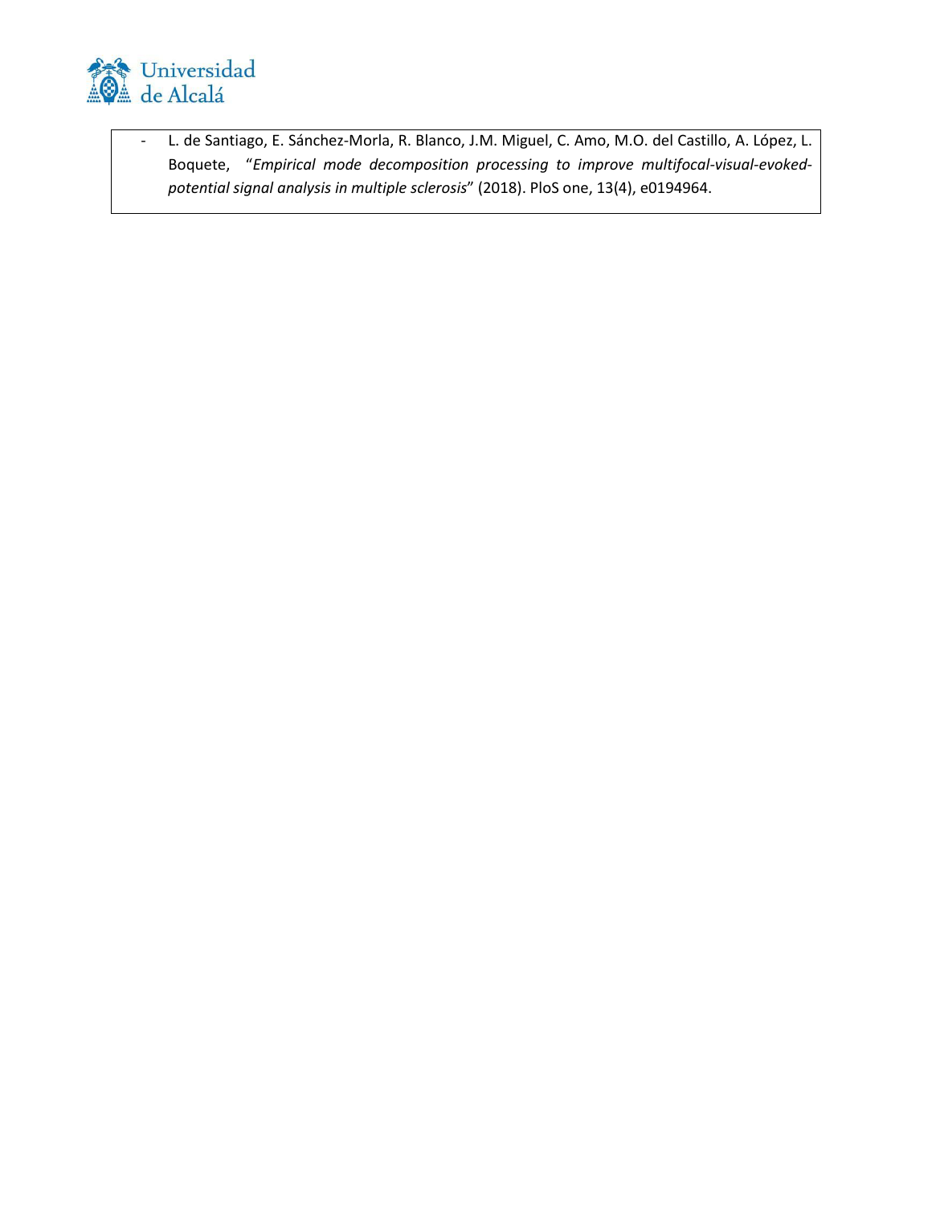- L. de Santiago, E. Sánchez-Morla, R. Blanco, J.M. Miguel, C. Amo, M.O. del Castillo, A. López, L. Boquete, "*Empirical mode decomposition processing to improve multifocal-visual-evoked-potential signal analysis in multiple sclerosis*" (2018). PloS one, 13(4), e0194964.